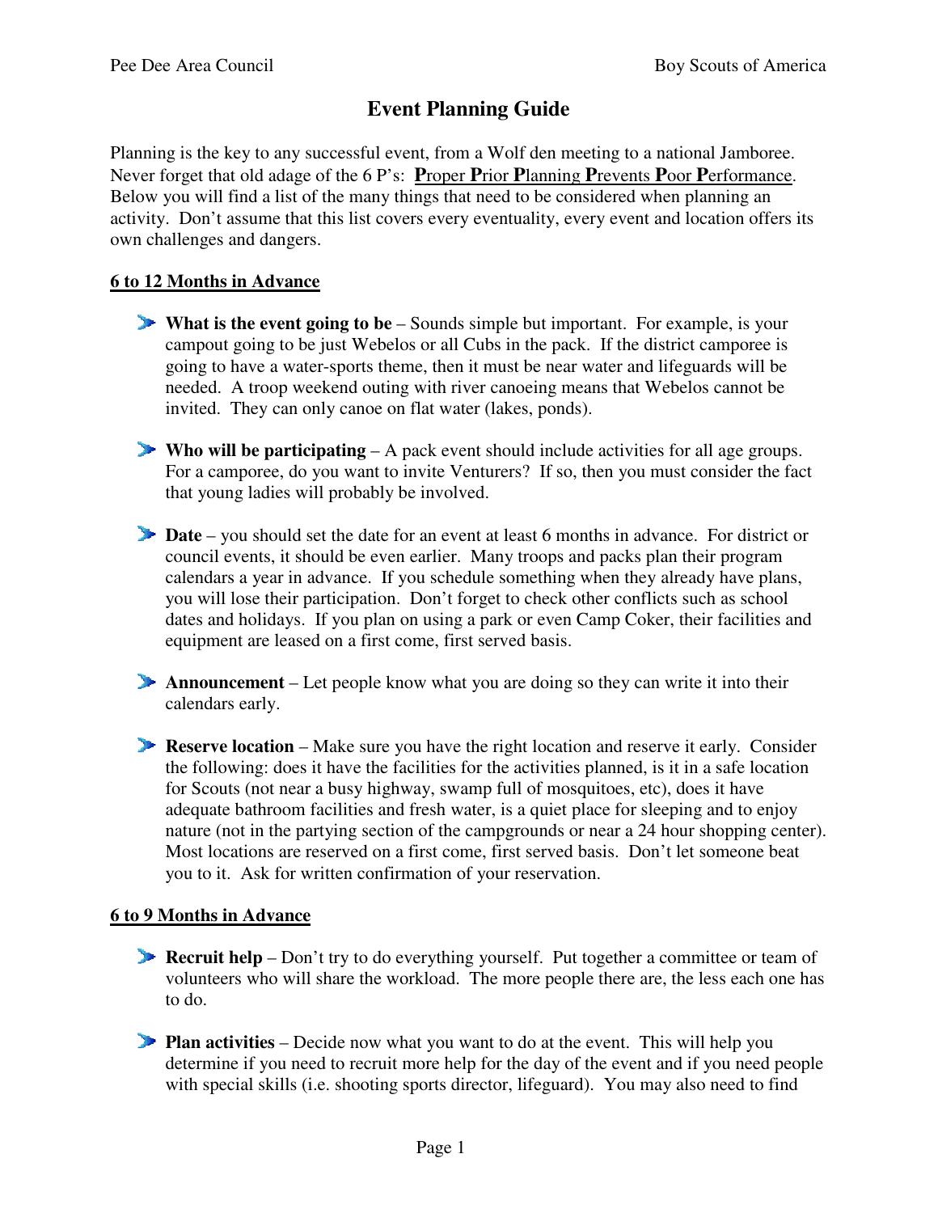# Event Planning Guide

Planning is the key to any successful event, from a Wolf den meeting to a national Jamboree. Never forget that old adage of the 6 P's: **P**roper **P**rior **P**lanning **P**revents **P**oor **P**erformance. Below you will find a list of the many things that need to be considered when planning an activity. Don't assume that this list covers every eventuality, every event and location offers its own challenges and dangers.

## 6 to 12 Months in Advance

- **What is the event going to be** – Sounds simple but important. For example, is your campout going to be just Webelos or all Cubs in the pack. If the district camporee is going to have a water-sports theme, then it must be near water and lifeguards will be needed. A troop weekend outing with river canoeing means that Webelos cannot be invited. They can only canoe on flat water (lakes, ponds).

- **Who will be participating** – A pack event should include activities for all age groups. For a camporee, do you want to invite Venturers? If so, then you must consider the fact that young ladies will probably be involved.

- **Date** – you should set the date for an event at least 6 months in advance. For district or council events, it should be even earlier. Many troops and packs plan their program calendars a year in advance. If you schedule something when they already have plans, you will lose their participation. Don't forget to check other conflicts such as school dates and holidays. If you plan on using a park or even Camp Coker, their facilities and equipment are leased on a first come, first served basis.

- **Announcement** – Let people know what you are doing so they can write it into their calendars early.

- **Reserve location** – Make sure you have the right location and reserve it early. Consider the following: does it have the facilities for the activities planned, is it in a safe location for Scouts (not near a busy highway, swamp full of mosquitoes, etc), does it have adequate bathroom facilities and fresh water, is a quiet place for sleeping and to enjoy nature (not in the partying section of the campgrounds or near a 24 hour shopping center). Most locations are reserved on a first come, first served basis. Don't let someone beat you to it. Ask for written confirmation of your reservation.

## 6 to 9 Months in Advance

- **Recruit help** – Don't try to do everything yourself. Put together a committee or team of volunteers who will share the workload. The more people there are, the less each one has to do.

- **Plan activities** – Decide now what you want to do at the event. This will help you determine if you need to recruit more help for the day of the event and if you need people with special skills (i.e. shooting sports director, lifeguard). You may also need to find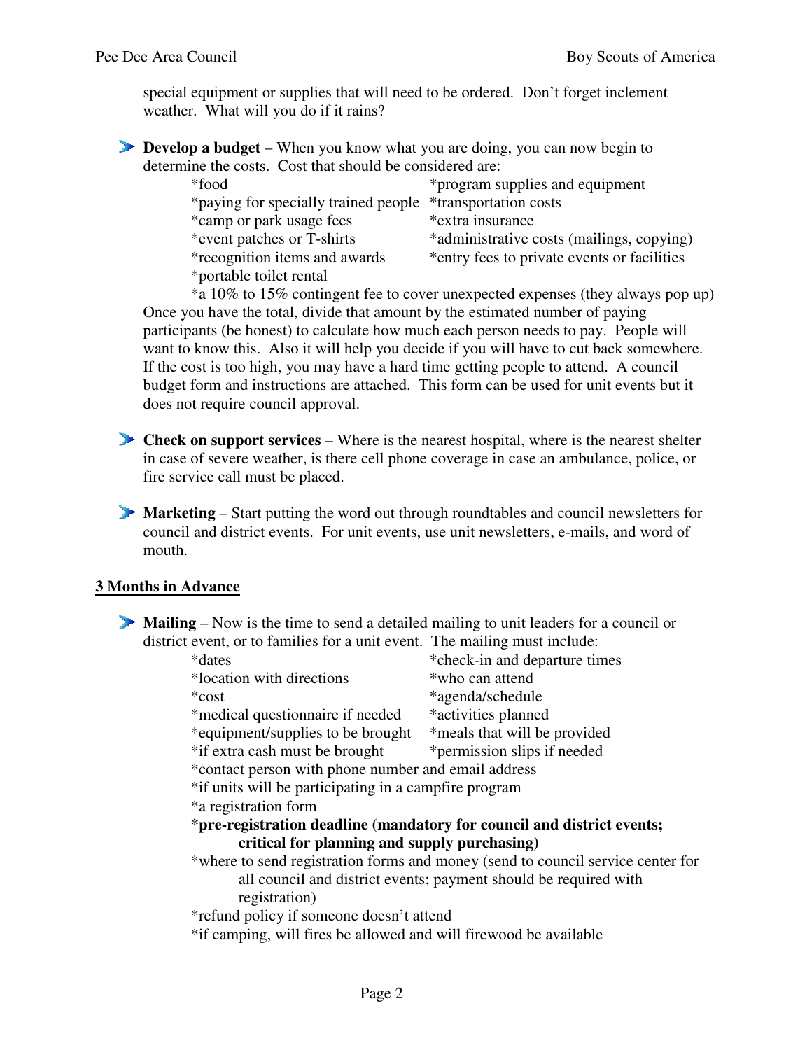special equipment or supplies that will need to be ordered. Don't forget inclement weather. What will you do if it rains?

- **Develop a budget** – When you know what you are doing, you can now begin to determine the costs. Cost that should be considered are:
  - *food
  - *program supplies and equipment
  - *paying for specially trained people
  - *transportation costs
  - *camp or park usage fees
  - *extra insurance
  - *event patches or T-shirts
  - *administrative costs (mailings, copying)
  - *recognition items and awards
  - *entry fees to private events or facilities
  - *portable toilet rental
  - *a 10% to 15% contingent fee to cover unexpected expenses (they always pop up)

  Once you have the total, divide that amount by the estimated number of paying participants (be honest) to calculate how much each person needs to pay. People will want to know this. Also it will help you decide if you will have to cut back somewhere. If the cost is too high, you may have a hard time getting people to attend. A council budget form and instructions are attached. This form can be used for unit events but it does not require council approval.

- **Check on support services** – Where is the nearest hospital, where is the nearest shelter in case of severe weather, is there cell phone coverage in case an ambulance, police, or fire service call must be placed.

- **Marketing** – Start putting the word out through roundtables and council newsletters for council and district events. For unit events, use unit newsletters, e-mails, and word of mouth.

## 3 Months in Advance

- **Mailing** – Now is the time to send a detailed mailing to unit leaders for a council or district event, or to families for a unit event. The mailing must include:
  - *dates
  - *check-in and departure times
  - *location with directions
  - *who can attend
  - *cost
  - *agenda/schedule
  - *medical questionnaire if needed
  - *activities planned
  - *equipment/supplies to be brought
  - *meals that will be provided
  - *if extra cash must be brought
  - *permission slips if needed
  - *contact person with phone number and email address
  - *if units will be participating in a campfire program
  - *a registration form
  - **\*pre-registration deadline (mandatory for council and district events; critical for planning and supply purchasing)**
  - *where to send registration forms and money (send to council service center for all council and district events; payment should be required with registration)
  - *refund policy if someone doesn't attend
  - *if camping, will fires be allowed and will firewood be available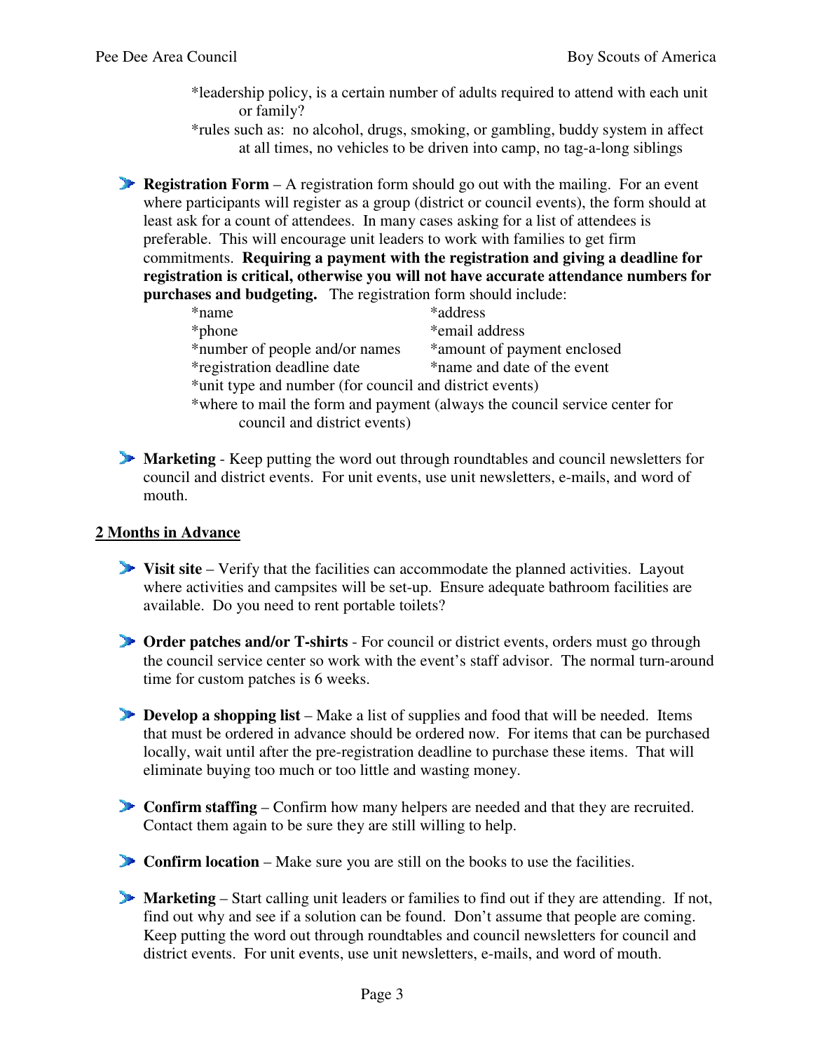*leadership policy, is a certain number of adults required to attend with each unit or family?

*rules such as: no alcohol, drugs, smoking, or gambling, buddy system in affect at all times, no vehicles to be driven into camp, no tag-a-long siblings

- **Registration Form** – A registration form should go out with the mailing. For an event where participants will register as a group (district or council events), the form should at least ask for a count of attendees. In many cases asking for a list of attendees is preferable. This will encourage unit leaders to work with families to get firm commitments. **Requiring a payment with the registration and giving a deadline for registration is critical, otherwise you will not have accurate attendance numbers for purchases and budgeting.** The registration form should include:

  *name
  *address
  *phone
  *email address
  *number of people and/or names
  *amount of payment enclosed
  *registration deadline date
  *name and date of the event
  *unit type and number (for council and district events)
  *where to mail the form and payment (always the council service center for council and district events)

- **Marketing** - Keep putting the word out through roundtables and council newsletters for council and district events. For unit events, use unit newsletters, e-mails, and word of mouth.

## 2 Months in Advance

- **Visit site** – Verify that the facilities can accommodate the planned activities. Layout where activities and campsites will be set-up. Ensure adequate bathroom facilities are available. Do you need to rent portable toilets?

- **Order patches and/or T-shirts** - For council or district events, orders must go through the council service center so work with the event's staff advisor. The normal turn-around time for custom patches is 6 weeks.

- **Develop a shopping list** – Make a list of supplies and food that will be needed. Items that must be ordered in advance should be ordered now. For items that can be purchased locally, wait until after the pre-registration deadline to purchase these items. That will eliminate buying too much or too little and wasting money.

- **Confirm staffing** – Confirm how many helpers are needed and that they are recruited. Contact them again to be sure they are still willing to help.

- **Confirm location** – Make sure you are still on the books to use the facilities.

- **Marketing** – Start calling unit leaders or families to find out if they are attending. If not, find out why and see if a solution can be found. Don't assume that people are coming. Keep putting the word out through roundtables and council newsletters for council and district events. For unit events, use unit newsletters, e-mails, and word of mouth.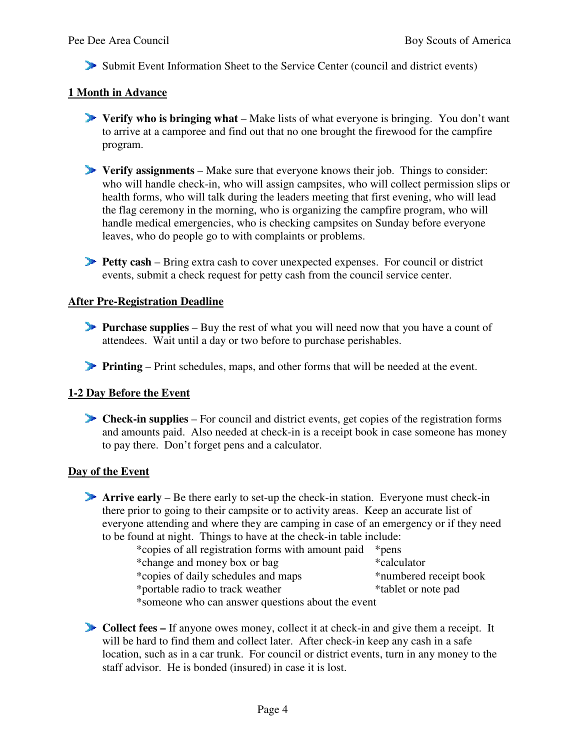- Submit Event Information Sheet to the Service Center (council and district events)

**1 Month in Advance**

- **Verify who is bringing what** – Make lists of what everyone is bringing. You don't want to arrive at a camporee and find out that no one brought the firewood for the campfire program.

- **Verify assignments** – Make sure that everyone knows their job. Things to consider: who will handle check-in, who will assign campsites, who will collect permission slips or health forms, who will talk during the leaders meeting that first evening, who will lead the flag ceremony in the morning, who is organizing the campfire program, who will handle medical emergencies, who is checking campsites on Sunday before everyone leaves, who do people go to with complaints or problems.

- **Petty cash** – Bring extra cash to cover unexpected expenses. For council or district events, submit a check request for petty cash from the council service center.

**After Pre-Registration Deadline**

- **Purchase supplies** – Buy the rest of what you will need now that you have a count of attendees. Wait until a day or two before to purchase perishables.

- **Printing** – Print schedules, maps, and other forms that will be needed at the event.

**1-2 Day Before the Event**

- **Check-in supplies** – For council and district events, get copies of the registration forms and amounts paid. Also needed at check-in is a receipt book in case someone has money to pay there. Don't forget pens and a calculator.

**Day of the Event**

- **Arrive early** – Be there early to set-up the check-in station. Everyone must check-in there prior to going to their campsite or to activity areas. Keep an accurate list of everyone attending and where they are camping in case of an emergency or if they need to be found at night. Things to have at the check-in table include:
  - *copies of all registration forms with amount paid
  - *pens
  - *change and money box or bag
  - *calculator
  - *copies of daily schedules and maps
  - *numbered receipt book
  - *portable radio to track weather
  - *tablet or note pad
  - *someone who can answer questions about the event

- **Collect fees –** If anyone owes money, collect it at check-in and give them a receipt. It will be hard to find them and collect later. After check-in keep any cash in a safe location, such as in a car trunk. For council or district events, turn in any money to the staff advisor. He is bonded (insured) in case it is lost.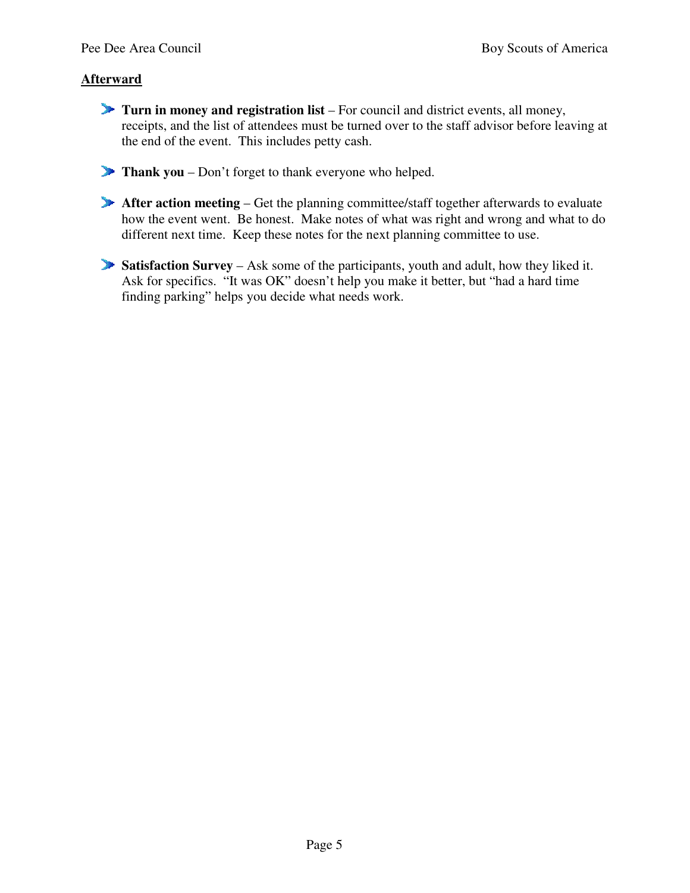**Afterward**

- **Turn in money and registration list** – For council and district events, all money, receipts, and the list of attendees must be turned over to the staff advisor before leaving at the end of the event. This includes petty cash.

- **Thank you** – Don't forget to thank everyone who helped.

- **After action meeting** – Get the planning committee/staff together afterwards to evaluate how the event went. Be honest. Make notes of what was right and wrong and what to do different next time. Keep these notes for the next planning committee to use.

- **Satisfaction Survey** – Ask some of the participants, youth and adult, how they liked it. Ask for specifics. "It was OK" doesn't help you make it better, but "had a hard time finding parking" helps you decide what needs work.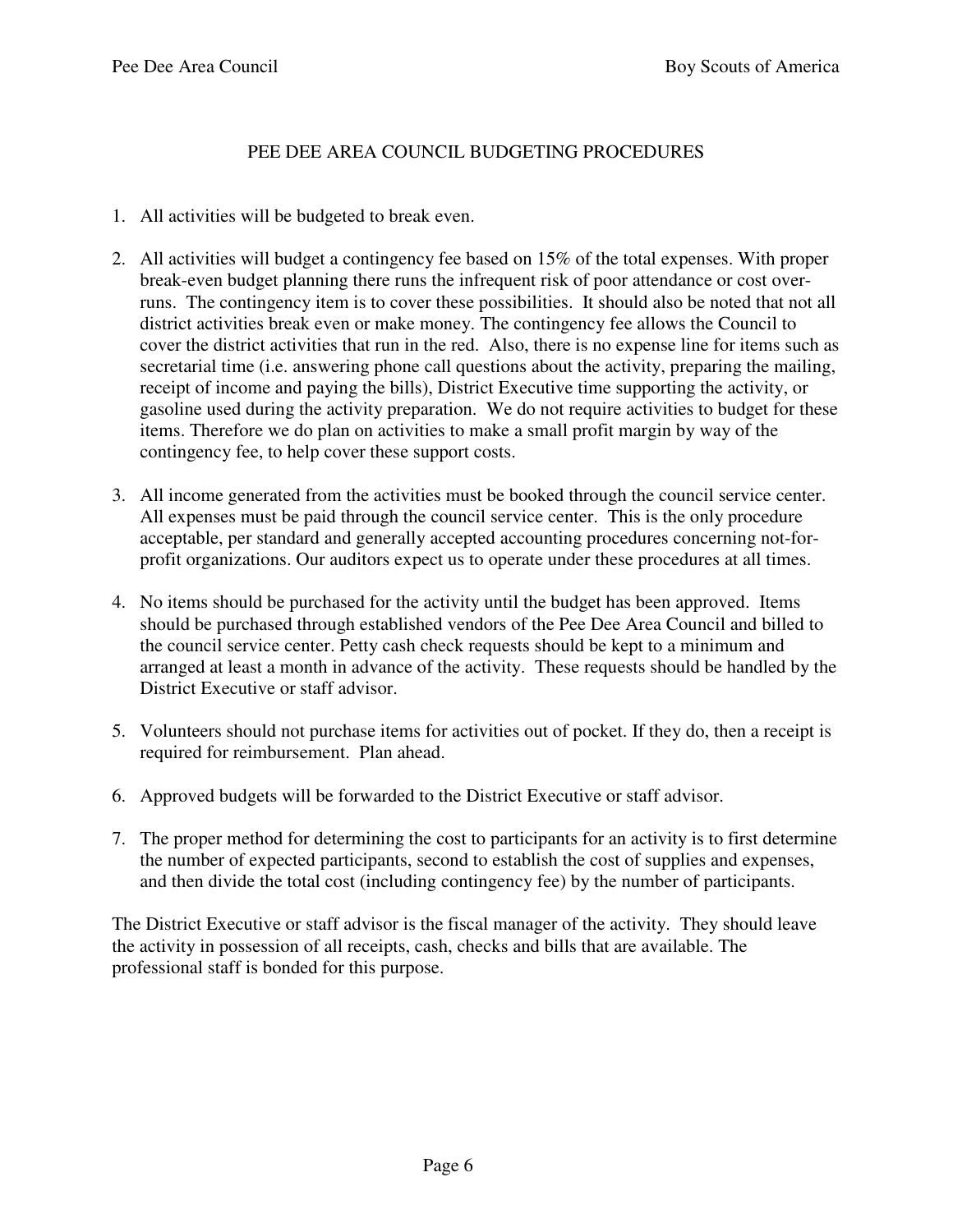# PEE DEE AREA COUNCIL BUDGETING PROCEDURES

1. All activities will be budgeted to break even.

2. All activities will budget a contingency fee based on 15% of the total expenses. With proper break-even budget planning there runs the infrequent risk of poor attendance or cost over-runs. The contingency item is to cover these possibilities. It should also be noted that not all district activities break even or make money. The contingency fee allows the Council to cover the district activities that run in the red. Also, there is no expense line for items such as secretarial time (i.e. answering phone call questions about the activity, preparing the mailing, receipt of income and paying the bills), District Executive time supporting the activity, or gasoline used during the activity preparation. We do not require activities to budget for these items. Therefore we do plan on activities to make a small profit margin by way of the contingency fee, to help cover these support costs.

3. All income generated from the activities must be booked through the council service center. All expenses must be paid through the council service center. This is the only procedure acceptable, per standard and generally accepted accounting procedures concerning not-for-profit organizations. Our auditors expect us to operate under these procedures at all times.

4. No items should be purchased for the activity until the budget has been approved. Items should be purchased through established vendors of the Pee Dee Area Council and billed to the council service center. Petty cash check requests should be kept to a minimum and arranged at least a month in advance of the activity. These requests should be handled by the District Executive or staff advisor.

5. Volunteers should not purchase items for activities out of pocket. If they do, then a receipt is required for reimbursement. Plan ahead.

6. Approved budgets will be forwarded to the District Executive or staff advisor.

7. The proper method for determining the cost to participants for an activity is to first determine the number of expected participants, second to establish the cost of supplies and expenses, and then divide the total cost (including contingency fee) by the number of participants.

The District Executive or staff advisor is the fiscal manager of the activity. They should leave the activity in possession of all receipts, cash, checks and bills that are available. The professional staff is bonded for this purpose.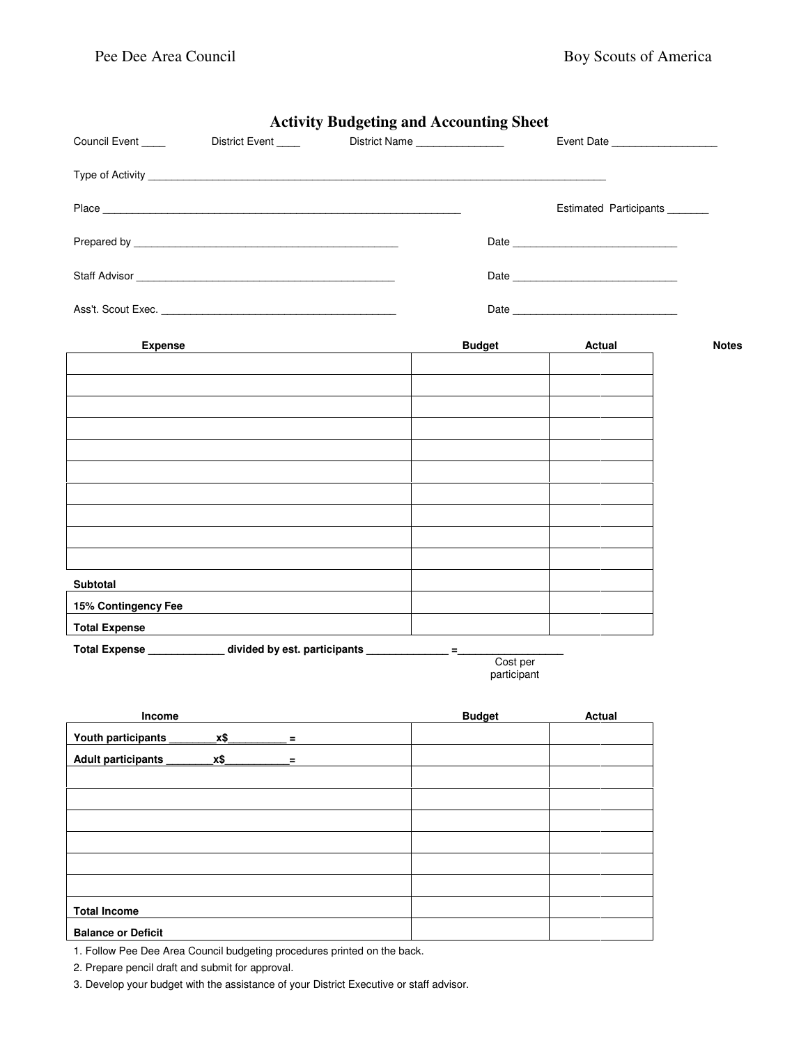Pee Dee Area Council — Boy Scouts of America

# Activity Budgeting and Accounting Sheet

Council Event ____ District Event ____ District Name _______________ Event Date __________________

Type of Activity ________________________________________________________________________________

Place ______________________________________________________________ Estimated Participants _______

Prepared by _____________________________________________ Date ____________________________

Staff Advisor ____________________________________________ Date ____________________________

Ass't. Scout Exec. _______________________________________ Date ____________________________

| Expense | Budget | Actual | | Notes |
|---|---|---|---|---|
| | | | | |
| | | | | |
| | | | | |
| | | | | |
| | | | | |
| | | | | |
| | | | | |
| | | | | |
| | | | | |
| | | | | |
| **Subtotal** | | | | |
| **15% Contingency Fee** | | | | |
| **Total Expense** | | | | |

**Total Expense _____________ divided by est. participants ______________ =__________________**
Cost per participant

| Income | Budget | Actual | |
|---|---|---|---|
| **Youth participants ________x$__________ =** | | | |
| **Adult participants ________x$___________=** | | | |
| | | | |
| | | | |
| | | | |
| | | | |
| | | | |
| | | | |
| **Total Income** | | | |
| **Balance or Deficit** | | | |

1. Follow Pee Dee Area Council budgeting procedures printed on the back.
2. Prepare pencil draft and submit for approval.
3. Develop your budget with the assistance of your District Executive or staff advisor.